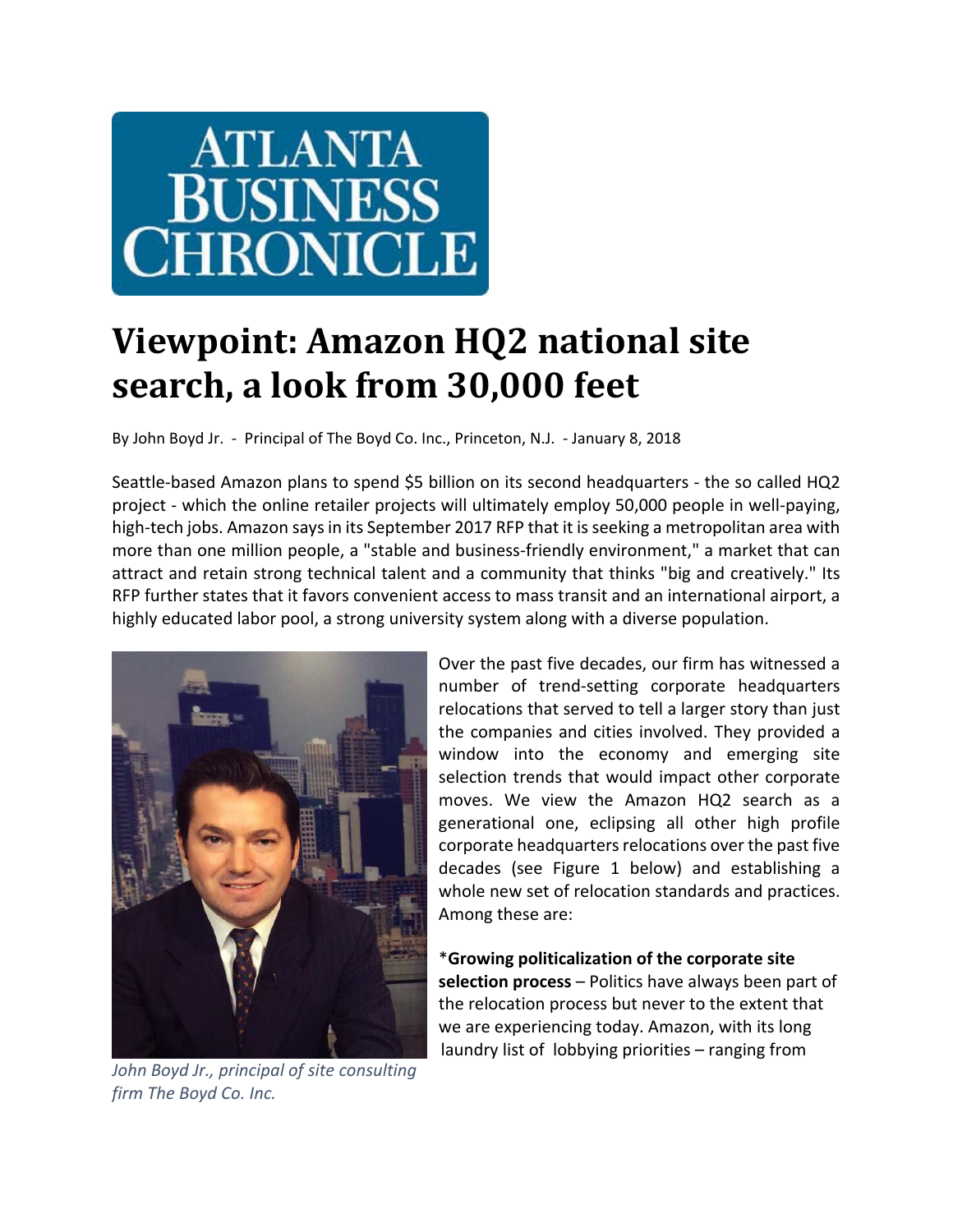ATLANTA BUSINESS CHRONICLE

# Viewpoint: Amazon HQ2 national site search, a look from 30,000 feet

By John Boyd Jr. - Principal of The Boyd Co. Inc., Princeton, N.J. - January 8, 2018

Seattle-based Amazon plans to spend $5 billion on its second headquarters - the so called HQ2 project - which the online retailer projects will ultimately employ 50,000 people in well-paying, high-tech jobs. Amazon says in its September 2017 RFP that it is seeking a metropolitan area with more than one million people, a "stable and business-friendly environment," a market that can attract and retain strong technical talent and a community that thinks "big and creatively." Its RFP further states that it favors convenient access to mass transit and an international airport, a highly educated labor pool, a strong university system along with a diverse population.

*John Boyd Jr., principal of site consulting firm The Boyd Co. Inc.*

Over the past five decades, our firm has witnessed a number of trend-setting corporate headquarters relocations that served to tell a larger story than just the companies and cities involved. They provided a window into the economy and emerging site selection trends that would impact other corporate moves. We view the Amazon HQ2 search as a generational one, eclipsing all other high profile corporate headquarters relocations over the past five decades (see Figure 1 below) and establishing a whole new set of relocation standards and practices. Among these are:

***Growing politicalization of the corporate site selection process** – Politics have always been part of the relocation process but never to the extent that we are experiencing today. Amazon, with its long laundry list of lobbying priorities – ranging from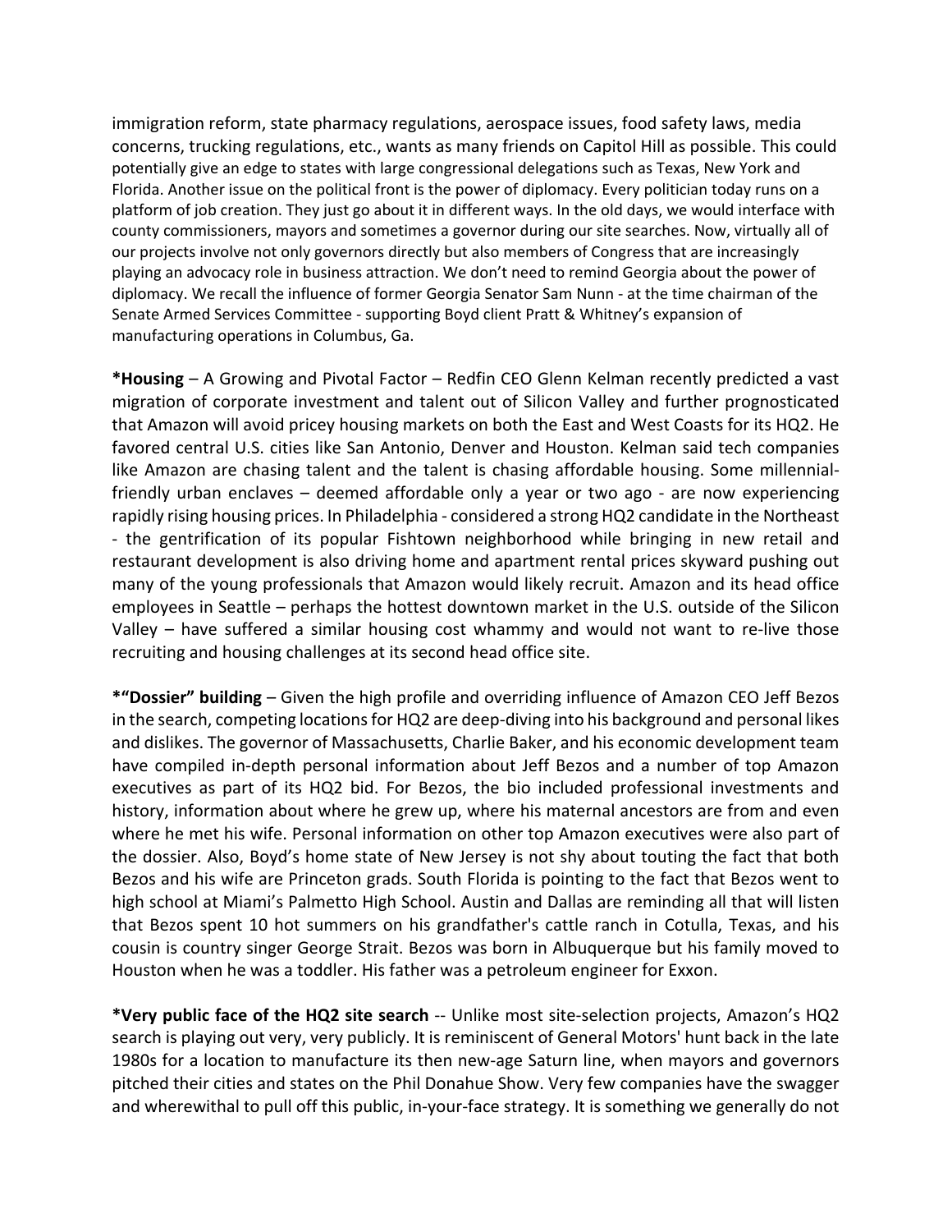immigration reform, state pharmacy regulations, aerospace issues, food safety laws, media concerns, trucking regulations, etc., wants as many friends on Capitol Hill as possible. This could potentially give an edge to states with large congressional delegations such as Texas, New York and Florida. Another issue on the political front is the power of diplomacy. Every politician today runs on a platform of job creation. They just go about it in different ways. In the old days, we would interface with county commissioners, mayors and sometimes a governor during our site searches. Now, virtually all of our projects involve not only governors directly but also members of Congress that are increasingly playing an advocacy role in business attraction. We don't need to remind Georgia about the power of diplomacy. We recall the influence of former Georgia Senator Sam Nunn - at the time chairman of the Senate Armed Services Committee - supporting Boyd client Pratt & Whitney's expansion of manufacturing operations in Columbus, Ga.

**\*Housing** – A Growing and Pivotal Factor – Redfin CEO Glenn Kelman recently predicted a vast migration of corporate investment and talent out of Silicon Valley and further prognosticated that Amazon will avoid pricey housing markets on both the East and West Coasts for its HQ2. He favored central U.S. cities like San Antonio, Denver and Houston. Kelman said tech companies like Amazon are chasing talent and the talent is chasing affordable housing. Some millennial-friendly urban enclaves – deemed affordable only a year or two ago - are now experiencing rapidly rising housing prices. In Philadelphia - considered a strong HQ2 candidate in the Northeast - the gentrification of its popular Fishtown neighborhood while bringing in new retail and restaurant development is also driving home and apartment rental prices skyward pushing out many of the young professionals that Amazon would likely recruit. Amazon and its head office employees in Seattle – perhaps the hottest downtown market in the U.S. outside of the Silicon Valley – have suffered a similar housing cost whammy and would not want to re-live those recruiting and housing challenges at its second head office site.

**\*"Dossier" building** – Given the high profile and overriding influence of Amazon CEO Jeff Bezos in the search, competing locations for HQ2 are deep-diving into his background and personal likes and dislikes. The governor of Massachusetts, Charlie Baker, and his economic development team have compiled in-depth personal information about Jeff Bezos and a number of top Amazon executives as part of its HQ2 bid. For Bezos, the bio included professional investments and history, information about where he grew up, where his maternal ancestors are from and even where he met his wife. Personal information on other top Amazon executives were also part of the dossier. Also, Boyd's home state of New Jersey is not shy about touting the fact that both Bezos and his wife are Princeton grads. South Florida is pointing to the fact that Bezos went to high school at Miami's Palmetto High School. Austin and Dallas are reminding all that will listen that Bezos spent 10 hot summers on his grandfather's cattle ranch in Cotulla, Texas, and his cousin is country singer George Strait. Bezos was born in Albuquerque but his family moved to Houston when he was a toddler. His father was a petroleum engineer for Exxon.

**\*Very public face of the HQ2 site search** -- Unlike most site-selection projects, Amazon's HQ2 search is playing out very, very publicly. It is reminiscent of General Motors' hunt back in the late 1980s for a location to manufacture its then new-age Saturn line, when mayors and governors pitched their cities and states on the Phil Donahue Show. Very few companies have the swagger and wherewithal to pull off this public, in-your-face strategy. It is something we generally do not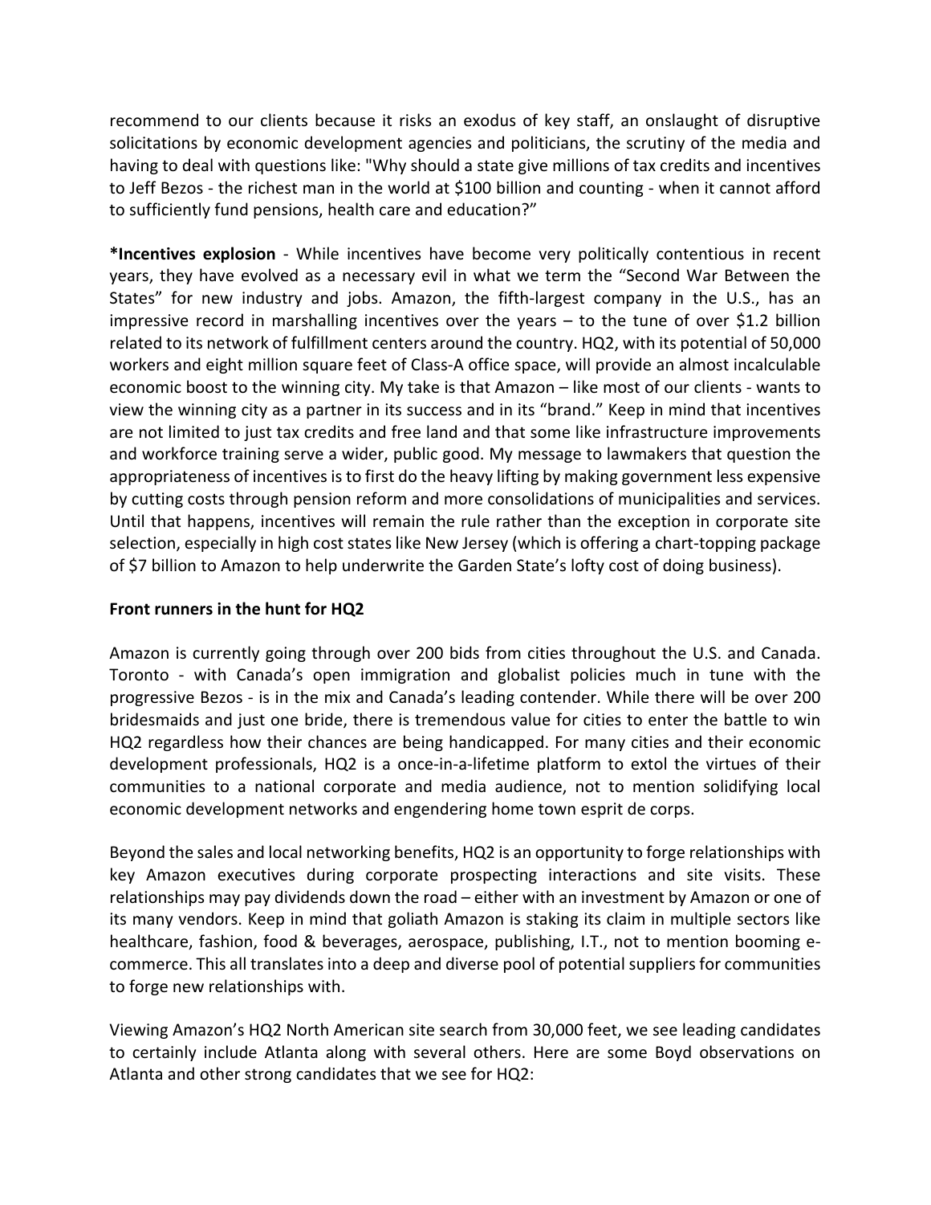recommend to our clients because it risks an exodus of key staff, an onslaught of disruptive solicitations by economic development agencies and politicians, the scrutiny of the media and having to deal with questions like: "Why should a state give millions of tax credits and incentives to Jeff Bezos - the richest man in the world at $100 billion and counting - when it cannot afford to sufficiently fund pensions, health care and education?"

***Incentives explosion** - While incentives have become very politically contentious in recent years, they have evolved as a necessary evil in what we term the "Second War Between the States" for new industry and jobs. Amazon, the fifth-largest company in the U.S., has an impressive record in marshalling incentives over the years – to the tune of over $1.2 billion related to its network of fulfillment centers around the country. HQ2, with its potential of 50,000 workers and eight million square feet of Class-A office space, will provide an almost incalculable economic boost to the winning city. My take is that Amazon – like most of our clients - wants to view the winning city as a partner in its success and in its "brand." Keep in mind that incentives are not limited to just tax credits and free land and that some like infrastructure improvements and workforce training serve a wider, public good. My message to lawmakers that question the appropriateness of incentives is to first do the heavy lifting by making government less expensive by cutting costs through pension reform and more consolidations of municipalities and services. Until that happens, incentives will remain the rule rather than the exception in corporate site selection, especially in high cost states like New Jersey (which is offering a chart-topping package of $7 billion to Amazon to help underwrite the Garden State's lofty cost of doing business).

**Front runners in the hunt for HQ2**

Amazon is currently going through over 200 bids from cities throughout the U.S. and Canada. Toronto - with Canada's open immigration and globalist policies much in tune with the progressive Bezos - is in the mix and Canada's leading contender. While there will be over 200 bridesmaids and just one bride, there is tremendous value for cities to enter the battle to win HQ2 regardless how their chances are being handicapped. For many cities and their economic development professionals, HQ2 is a once-in-a-lifetime platform to extol the virtues of their communities to a national corporate and media audience, not to mention solidifying local economic development networks and engendering home town esprit de corps.

Beyond the sales and local networking benefits, HQ2 is an opportunity to forge relationships with key Amazon executives during corporate prospecting interactions and site visits. These relationships may pay dividends down the road – either with an investment by Amazon or one of its many vendors. Keep in mind that goliath Amazon is staking its claim in multiple sectors like healthcare, fashion, food & beverages, aerospace, publishing, I.T., not to mention booming e-commerce. This all translates into a deep and diverse pool of potential suppliers for communities to forge new relationships with.

Viewing Amazon's HQ2 North American site search from 30,000 feet, we see leading candidates to certainly include Atlanta along with several others. Here are some Boyd observations on Atlanta and other strong candidates that we see for HQ2: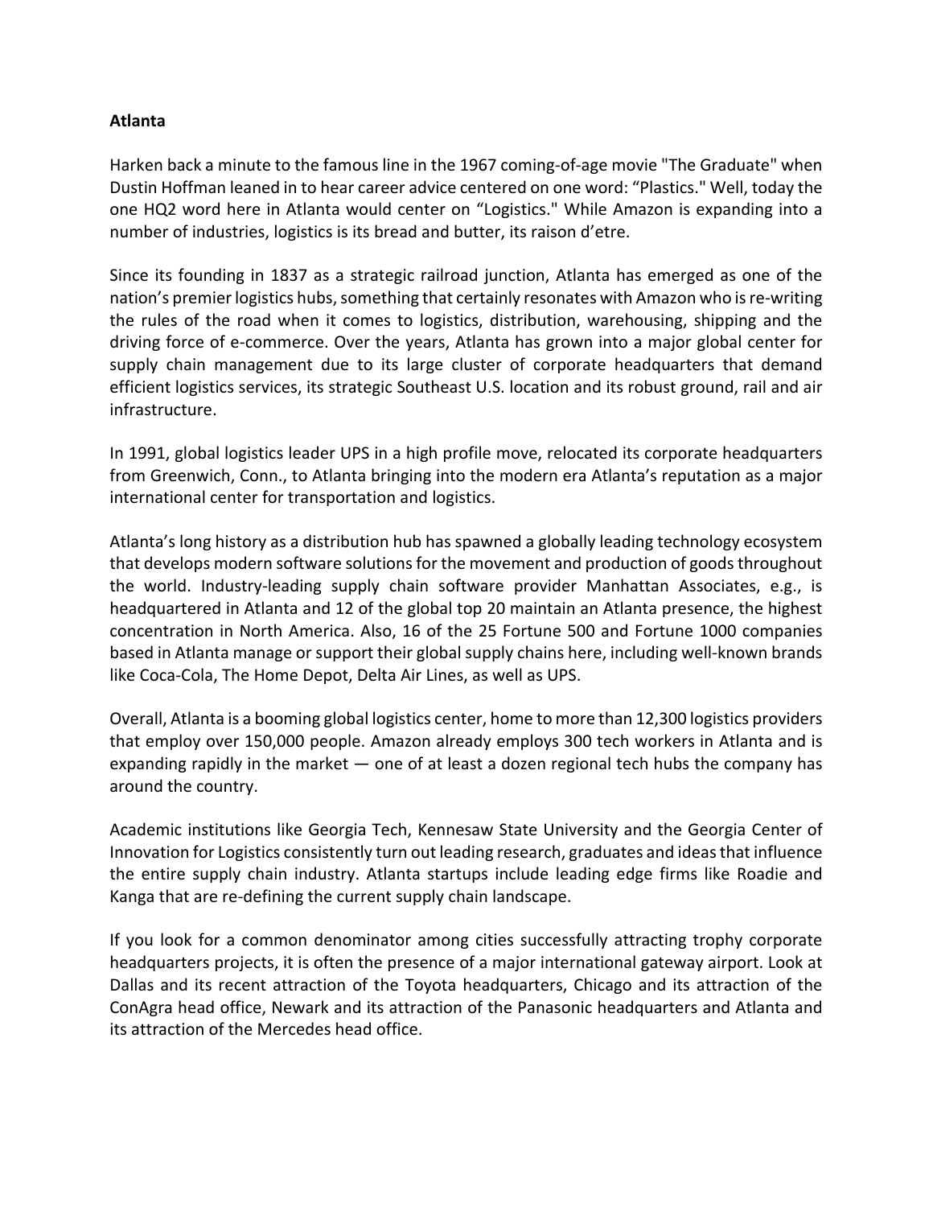**Atlanta**

Harken back a minute to the famous line in the 1967 coming-of-age movie "The Graduate" when Dustin Hoffman leaned in to hear career advice centered on one word: “Plastics." Well, today the one HQ2 word here in Atlanta would center on “Logistics." While Amazon is expanding into a number of industries, logistics is its bread and butter, its raison d’etre.

Since its founding in 1837 as a strategic railroad junction, Atlanta has emerged as one of the nation’s premier logistics hubs, something that certainly resonates with Amazon who is re-writing the rules of the road when it comes to logistics, distribution, warehousing, shipping and the driving force of e-commerce. Over the years, Atlanta has grown into a major global center for supply chain management due to its large cluster of corporate headquarters that demand efficient logistics services, its strategic Southeast U.S. location and its robust ground, rail and air infrastructure.

In 1991, global logistics leader UPS in a high profile move, relocated its corporate headquarters from Greenwich, Conn., to Atlanta bringing into the modern era Atlanta’s reputation as a major international center for transportation and logistics.

Atlanta’s long history as a distribution hub has spawned a globally leading technology ecosystem that develops modern software solutions for the movement and production of goods throughout the world. Industry-leading supply chain software provider Manhattan Associates, e.g., is headquartered in Atlanta and 12 of the global top 20 maintain an Atlanta presence, the highest concentration in North America. Also, 16 of the 25 Fortune 500 and Fortune 1000 companies based in Atlanta manage or support their global supply chains here, including well-known brands like Coca-Cola, The Home Depot, Delta Air Lines, as well as UPS.

Overall, Atlanta is a booming global logistics center, home to more than 12,300 logistics providers that employ over 150,000 people. Amazon already employs 300 tech workers in Atlanta and is expanding rapidly in the market — one of at least a dozen regional tech hubs the company has around the country.

Academic institutions like Georgia Tech, Kennesaw State University and the Georgia Center of Innovation for Logistics consistently turn out leading research, graduates and ideas that influence the entire supply chain industry. Atlanta startups include leading edge firms like Roadie and Kanga that are re-defining the current supply chain landscape.

If you look for a common denominator among cities successfully attracting trophy corporate headquarters projects, it is often the presence of a major international gateway airport. Look at Dallas and its recent attraction of the Toyota headquarters, Chicago and its attraction of the ConAgra head office, Newark and its attraction of the Panasonic headquarters and Atlanta and its attraction of the Mercedes head office.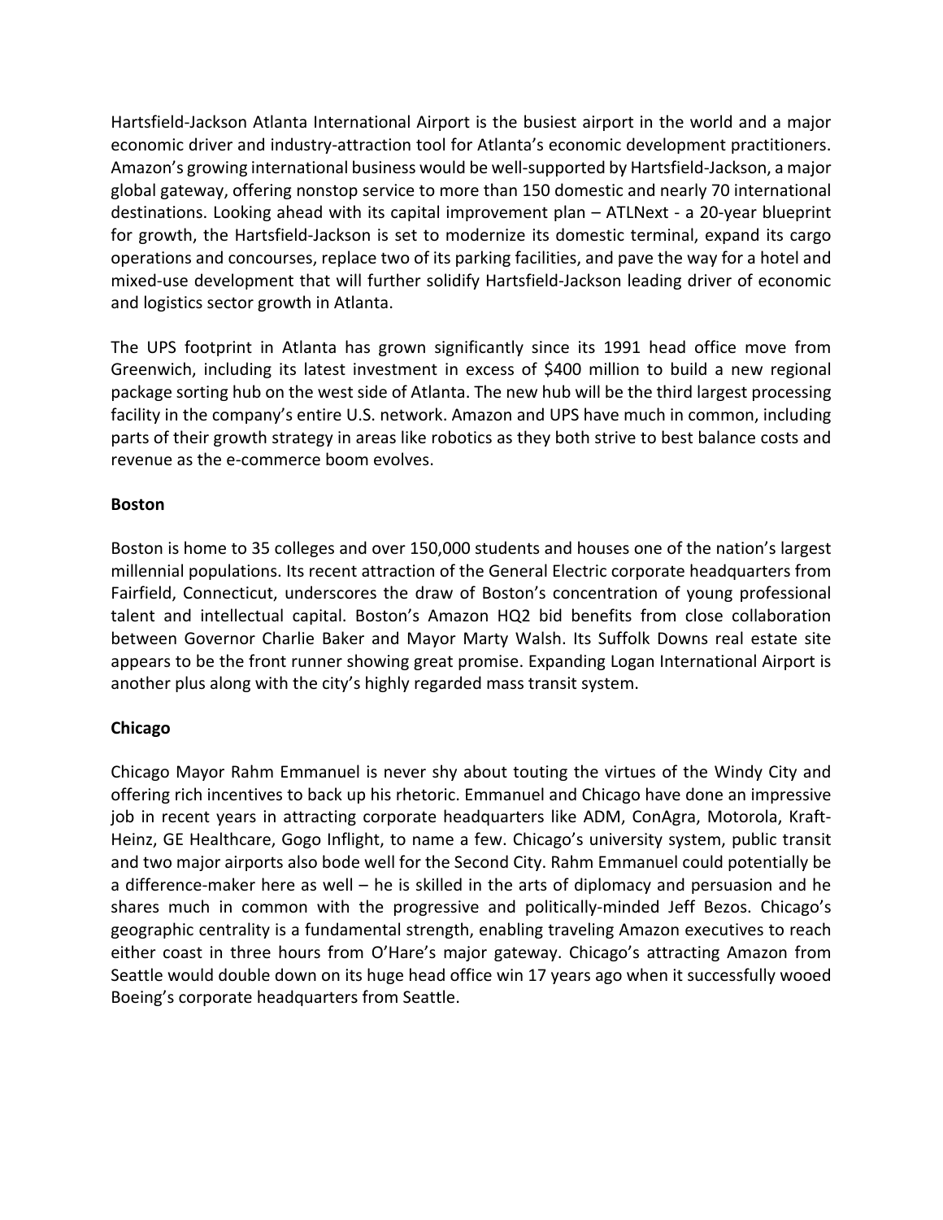Hartsfield-Jackson Atlanta International Airport is the busiest airport in the world and a major economic driver and industry-attraction tool for Atlanta's economic development practitioners. Amazon's growing international business would be well-supported by Hartsfield-Jackson, a major global gateway, offering nonstop service to more than 150 domestic and nearly 70 international destinations. Looking ahead with its capital improvement plan – ATLNext - a 20-year blueprint for growth, the Hartsfield-Jackson is set to modernize its domestic terminal, expand its cargo operations and concourses, replace two of its parking facilities, and pave the way for a hotel and mixed-use development that will further solidify Hartsfield-Jackson leading driver of economic and logistics sector growth in Atlanta.

The UPS footprint in Atlanta has grown significantly since its 1991 head office move from Greenwich, including its latest investment in excess of $400 million to build a new regional package sorting hub on the west side of Atlanta. The new hub will be the third largest processing facility in the company's entire U.S. network. Amazon and UPS have much in common, including parts of their growth strategy in areas like robotics as they both strive to best balance costs and revenue as the e-commerce boom evolves.

**Boston**

Boston is home to 35 colleges and over 150,000 students and houses one of the nation's largest millennial populations. Its recent attraction of the General Electric corporate headquarters from Fairfield, Connecticut, underscores the draw of Boston's concentration of young professional talent and intellectual capital. Boston's Amazon HQ2 bid benefits from close collaboration between Governor Charlie Baker and Mayor Marty Walsh. Its Suffolk Downs real estate site appears to be the front runner showing great promise. Expanding Logan International Airport is another plus along with the city's highly regarded mass transit system.

**Chicago**

Chicago Mayor Rahm Emmanuel is never shy about touting the virtues of the Windy City and offering rich incentives to back up his rhetoric. Emmanuel and Chicago have done an impressive job in recent years in attracting corporate headquarters like ADM, ConAgra, Motorola, Kraft-Heinz, GE Healthcare, Gogo Inflight, to name a few. Chicago's university system, public transit and two major airports also bode well for the Second City. Rahm Emmanuel could potentially be a difference-maker here as well – he is skilled in the arts of diplomacy and persuasion and he shares much in common with the progressive and politically-minded Jeff Bezos. Chicago's geographic centrality is a fundamental strength, enabling traveling Amazon executives to reach either coast in three hours from O'Hare's major gateway. Chicago's attracting Amazon from Seattle would double down on its huge head office win 17 years ago when it successfully wooed Boeing's corporate headquarters from Seattle.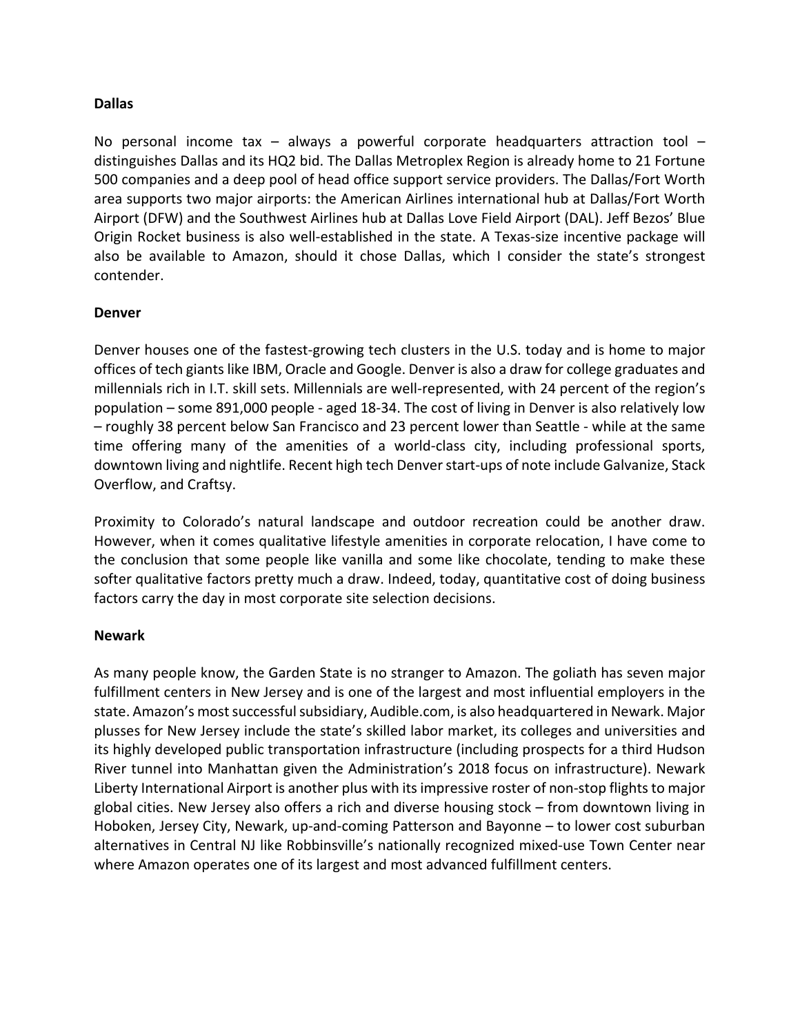**Dallas**

No personal income tax – always a powerful corporate headquarters attraction tool – distinguishes Dallas and its HQ2 bid. The Dallas Metroplex Region is already home to 21 Fortune 500 companies and a deep pool of head office support service providers. The Dallas/Fort Worth area supports two major airports: the American Airlines international hub at Dallas/Fort Worth Airport (DFW) and the Southwest Airlines hub at Dallas Love Field Airport (DAL). Jeff Bezos' Blue Origin Rocket business is also well-established in the state. A Texas-size incentive package will also be available to Amazon, should it chose Dallas, which I consider the state's strongest contender.

**Denver**

Denver houses one of the fastest-growing tech clusters in the U.S. today and is home to major offices of tech giants like IBM, Oracle and Google. Denver is also a draw for college graduates and millennials rich in I.T. skill sets. Millennials are well-represented, with 24 percent of the region's population – some 891,000 people - aged 18-34. The cost of living in Denver is also relatively low – roughly 38 percent below San Francisco and 23 percent lower than Seattle - while at the same time offering many of the amenities of a world-class city, including professional sports, downtown living and nightlife. Recent high tech Denver start-ups of note include Galvanize, Stack Overflow, and Craftsy.

Proximity to Colorado's natural landscape and outdoor recreation could be another draw. However, when it comes qualitative lifestyle amenities in corporate relocation, I have come to the conclusion that some people like vanilla and some like chocolate, tending to make these softer qualitative factors pretty much a draw. Indeed, today, quantitative cost of doing business factors carry the day in most corporate site selection decisions.

**Newark**

As many people know, the Garden State is no stranger to Amazon. The goliath has seven major fulfillment centers in New Jersey and is one of the largest and most influential employers in the state. Amazon's most successful subsidiary, Audible.com, is also headquartered in Newark. Major plusses for New Jersey include the state's skilled labor market, its colleges and universities and its highly developed public transportation infrastructure (including prospects for a third Hudson River tunnel into Manhattan given the Administration's 2018 focus on infrastructure). Newark Liberty International Airport is another plus with its impressive roster of non-stop flights to major global cities. New Jersey also offers a rich and diverse housing stock – from downtown living in Hoboken, Jersey City, Newark, up-and-coming Patterson and Bayonne – to lower cost suburban alternatives in Central NJ like Robbinsville's nationally recognized mixed-use Town Center near where Amazon operates one of its largest and most advanced fulfillment centers.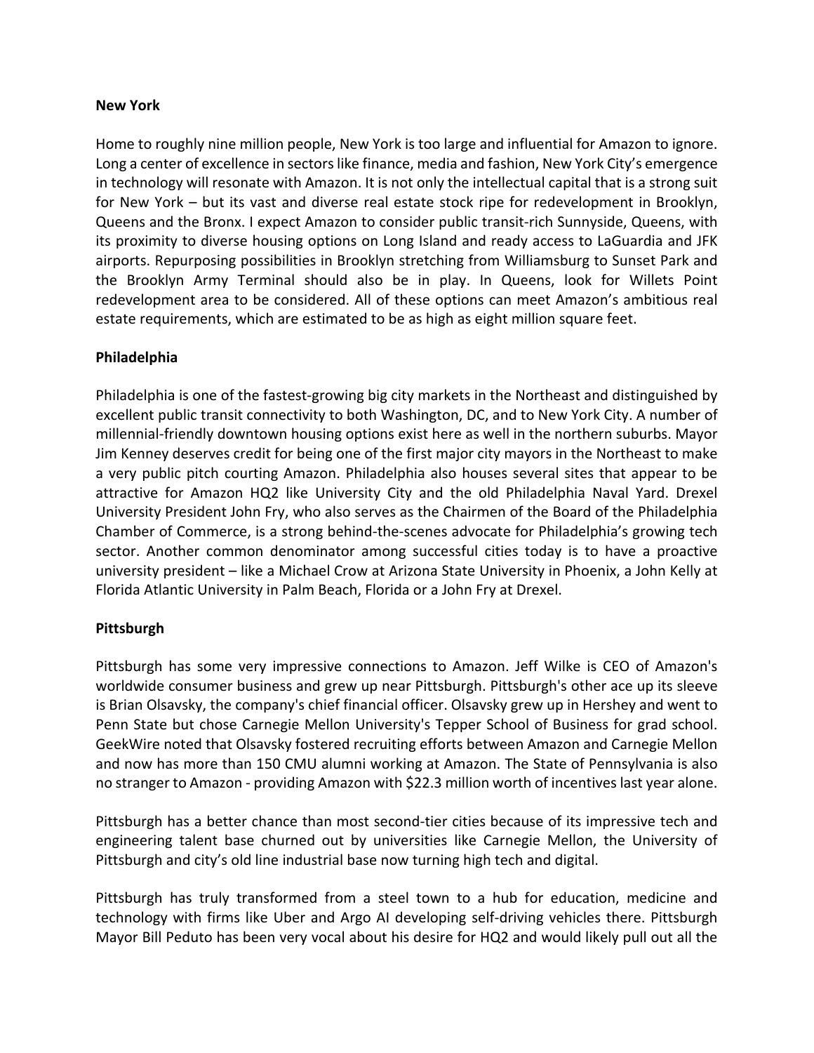**New York**

Home to roughly nine million people, New York is too large and influential for Amazon to ignore. Long a center of excellence in sectors like finance, media and fashion, New York City's emergence in technology will resonate with Amazon. It is not only the intellectual capital that is a strong suit for New York – but its vast and diverse real estate stock ripe for redevelopment in Brooklyn, Queens and the Bronx. I expect Amazon to consider public transit-rich Sunnyside, Queens, with its proximity to diverse housing options on Long Island and ready access to LaGuardia and JFK airports. Repurposing possibilities in Brooklyn stretching from Williamsburg to Sunset Park and the Brooklyn Army Terminal should also be in play. In Queens, look for Willets Point redevelopment area to be considered. All of these options can meet Amazon's ambitious real estate requirements, which are estimated to be as high as eight million square feet.

**Philadelphia**

Philadelphia is one of the fastest-growing big city markets in the Northeast and distinguished by excellent public transit connectivity to both Washington, DC, and to New York City. A number of millennial-friendly downtown housing options exist here as well in the northern suburbs. Mayor Jim Kenney deserves credit for being one of the first major city mayors in the Northeast to make a very public pitch courting Amazon. Philadelphia also houses several sites that appear to be attractive for Amazon HQ2 like University City and the old Philadelphia Naval Yard. Drexel University President John Fry, who also serves as the Chairmen of the Board of the Philadelphia Chamber of Commerce, is a strong behind-the-scenes advocate for Philadelphia's growing tech sector. Another common denominator among successful cities today is to have a proactive university president – like a Michael Crow at Arizona State University in Phoenix, a John Kelly at Florida Atlantic University in Palm Beach, Florida or a John Fry at Drexel.

**Pittsburgh**

Pittsburgh has some very impressive connections to Amazon. Jeff Wilke is CEO of Amazon's worldwide consumer business and grew up near Pittsburgh. Pittsburgh's other ace up its sleeve is Brian Olsavsky, the company's chief financial officer. Olsavsky grew up in Hershey and went to Penn State but chose Carnegie Mellon University's Tepper School of Business for grad school. GeekWire noted that Olsavsky fostered recruiting efforts between Amazon and Carnegie Mellon and now has more than 150 CMU alumni working at Amazon. The State of Pennsylvania is also no stranger to Amazon - providing Amazon with $22.3 million worth of incentives last year alone.

Pittsburgh has a better chance than most second-tier cities because of its impressive tech and engineering talent base churned out by universities like Carnegie Mellon, the University of Pittsburgh and city's old line industrial base now turning high tech and digital.

Pittsburgh has truly transformed from a steel town to a hub for education, medicine and technology with firms like Uber and Argo AI developing self-driving vehicles there. Pittsburgh Mayor Bill Peduto has been very vocal about his desire for HQ2 and would likely pull out all the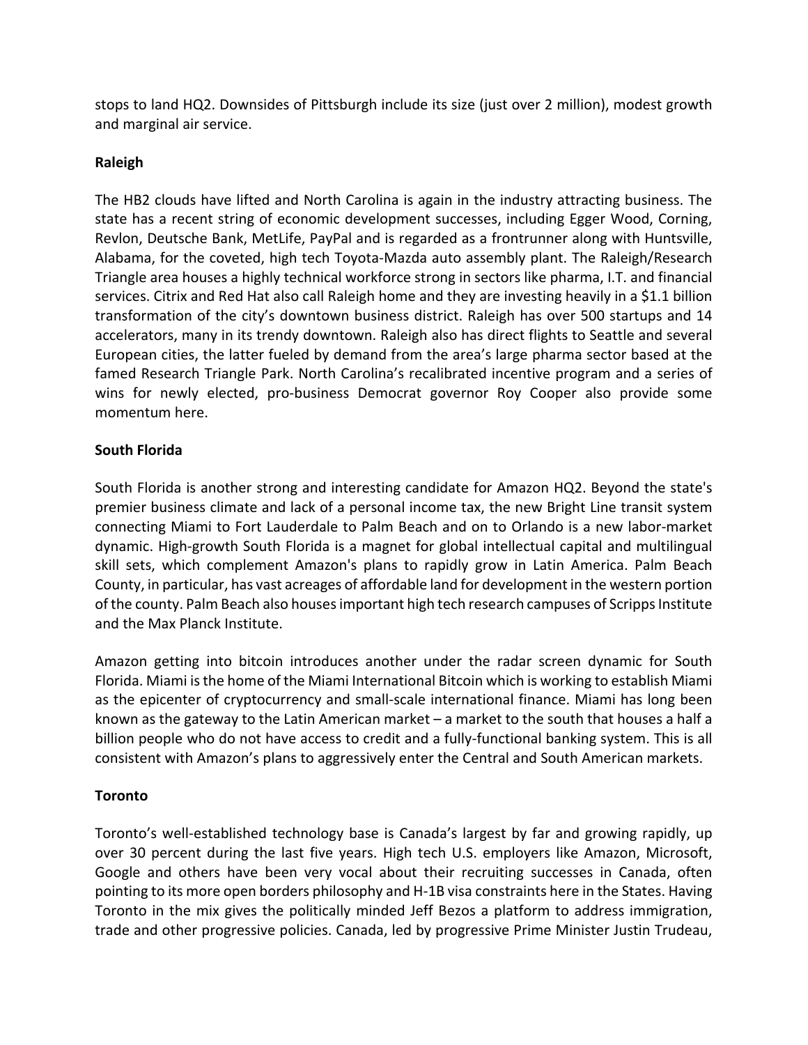stops to land HQ2. Downsides of Pittsburgh include its size (just over 2 million), modest growth and marginal air service.

**Raleigh**

The HB2 clouds have lifted and North Carolina is again in the industry attracting business. The state has a recent string of economic development successes, including Egger Wood, Corning, Revlon, Deutsche Bank, MetLife, PayPal and is regarded as a frontrunner along with Huntsville, Alabama, for the coveted, high tech Toyota-Mazda auto assembly plant. The Raleigh/Research Triangle area houses a highly technical workforce strong in sectors like pharma, I.T. and financial services. Citrix and Red Hat also call Raleigh home and they are investing heavily in a $1.1 billion transformation of the city's downtown business district. Raleigh has over 500 startups and 14 accelerators, many in its trendy downtown. Raleigh also has direct flights to Seattle and several European cities, the latter fueled by demand from the area's large pharma sector based at the famed Research Triangle Park. North Carolina's recalibrated incentive program and a series of wins for newly elected, pro-business Democrat governor Roy Cooper also provide some momentum here.

**South Florida**

South Florida is another strong and interesting candidate for Amazon HQ2. Beyond the state's premier business climate and lack of a personal income tax, the new Bright Line transit system connecting Miami to Fort Lauderdale to Palm Beach and on to Orlando is a new labor-market dynamic. High-growth South Florida is a magnet for global intellectual capital and multilingual skill sets, which complement Amazon's plans to rapidly grow in Latin America. Palm Beach County, in particular, has vast acreages of affordable land for development in the western portion of the county. Palm Beach also houses important high tech research campuses of Scripps Institute and the Max Planck Institute.

Amazon getting into bitcoin introduces another under the radar screen dynamic for South Florida. Miami is the home of the Miami International Bitcoin which is working to establish Miami as the epicenter of cryptocurrency and small-scale international finance. Miami has long been known as the gateway to the Latin American market – a market to the south that houses a half a billion people who do not have access to credit and a fully-functional banking system. This is all consistent with Amazon's plans to aggressively enter the Central and South American markets.

**Toronto**

Toronto's well-established technology base is Canada's largest by far and growing rapidly, up over 30 percent during the last five years. High tech U.S. employers like Amazon, Microsoft, Google and others have been very vocal about their recruiting successes in Canada, often pointing to its more open borders philosophy and H-1B visa constraints here in the States. Having Toronto in the mix gives the politically minded Jeff Bezos a platform to address immigration, trade and other progressive policies. Canada, led by progressive Prime Minister Justin Trudeau,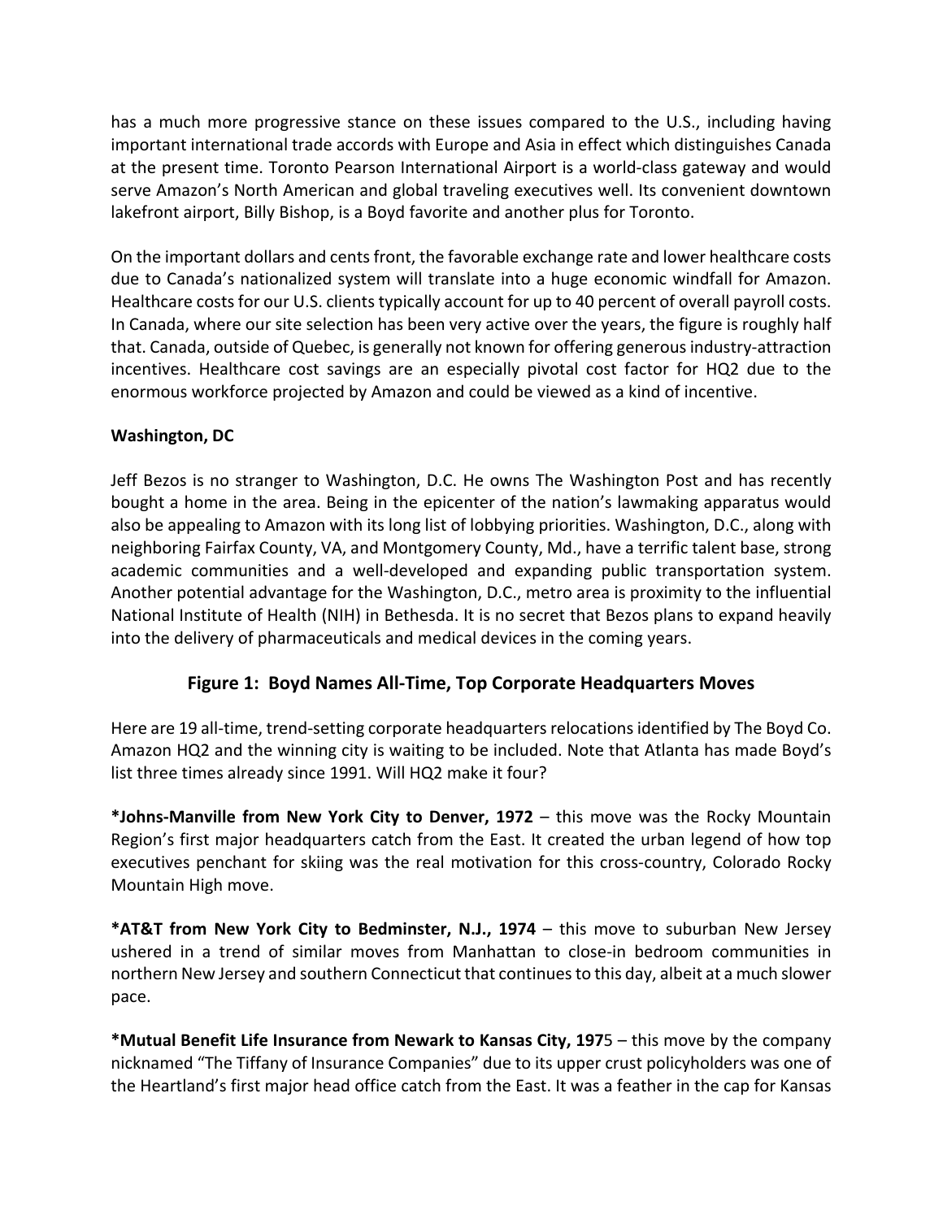has a much more progressive stance on these issues compared to the U.S., including having important international trade accords with Europe and Asia in effect which distinguishes Canada at the present time. Toronto Pearson International Airport is a world-class gateway and would serve Amazon's North American and global traveling executives well. Its convenient downtown lakefront airport, Billy Bishop, is a Boyd favorite and another plus for Toronto.

On the important dollars and cents front, the favorable exchange rate and lower healthcare costs due to Canada's nationalized system will translate into a huge economic windfall for Amazon. Healthcare costs for our U.S. clients typically account for up to 40 percent of overall payroll costs. In Canada, where our site selection has been very active over the years, the figure is roughly half that. Canada, outside of Quebec, is generally not known for offering generous industry-attraction incentives. Healthcare cost savings are an especially pivotal cost factor for HQ2 due to the enormous workforce projected by Amazon and could be viewed as a kind of incentive.

**Washington, DC**

Jeff Bezos is no stranger to Washington, D.C. He owns The Washington Post and has recently bought a home in the area. Being in the epicenter of the nation's lawmaking apparatus would also be appealing to Amazon with its long list of lobbying priorities. Washington, D.C., along with neighboring Fairfax County, VA, and Montgomery County, Md., have a terrific talent base, strong academic communities and a well-developed and expanding public transportation system. Another potential advantage for the Washington, D.C., metro area is proximity to the influential National Institute of Health (NIH) in Bethesda. It is no secret that Bezos plans to expand heavily into the delivery of pharmaceuticals and medical devices in the coming years.

## Figure 1: Boyd Names All-Time, Top Corporate Headquarters Moves

Here are 19 all-time, trend-setting corporate headquarters relocations identified by The Boyd Co. Amazon HQ2 and the winning city is waiting to be included. Note that Atlanta has made Boyd's list three times already since 1991. Will HQ2 make it four?

**\*Johns-Manville from New York City to Denver, 1972** – this move was the Rocky Mountain Region's first major headquarters catch from the East. It created the urban legend of how top executives penchant for skiing was the real motivation for this cross-country, Colorado Rocky Mountain High move.

**\*AT&T from New York City to Bedminster, N.J., 1974** – this move to suburban New Jersey ushered in a trend of similar moves from Manhattan to close-in bedroom communities in northern New Jersey and southern Connecticut that continues to this day, albeit at a much slower pace.

**\*Mutual Benefit Life Insurance from Newark to Kansas City, 1975** – this move by the company nicknamed "The Tiffany of Insurance Companies" due to its upper crust policyholders was one of the Heartland's first major head office catch from the East. It was a feather in the cap for Kansas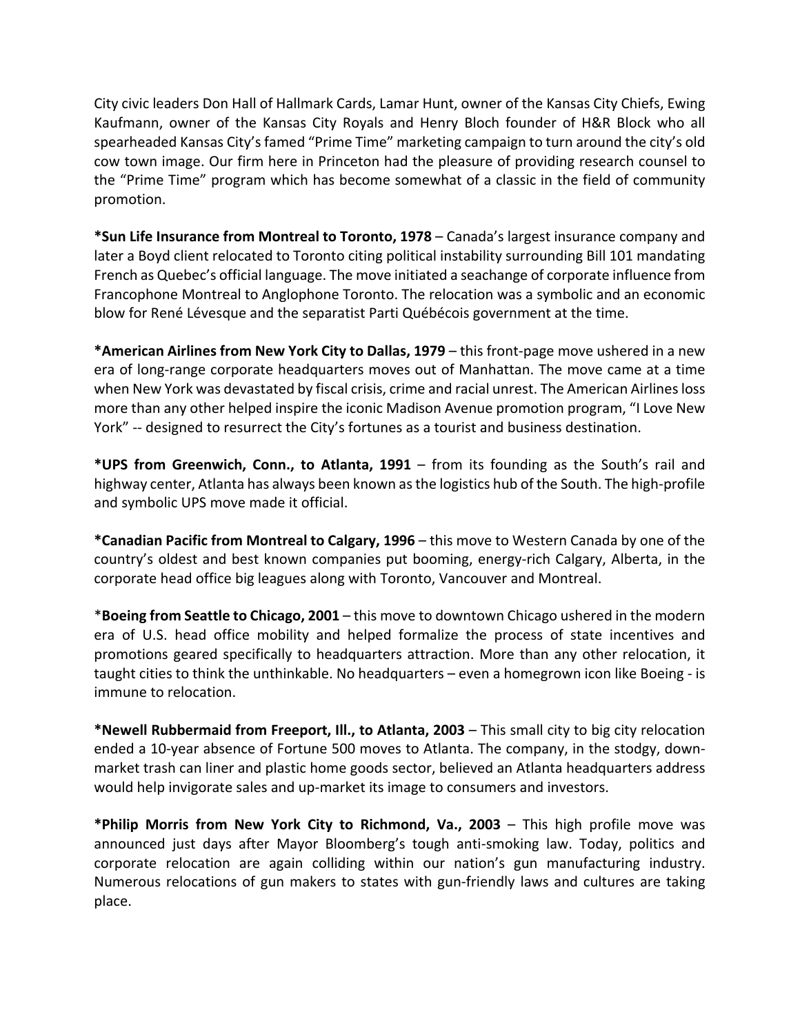City civic leaders Don Hall of Hallmark Cards, Lamar Hunt, owner of the Kansas City Chiefs, Ewing Kaufmann, owner of the Kansas City Royals and Henry Bloch founder of H&R Block who all spearheaded Kansas City's famed "Prime Time" marketing campaign to turn around the city's old cow town image. Our firm here in Princeton had the pleasure of providing research counsel to the "Prime Time" program which has become somewhat of a classic in the field of community promotion.

**\*Sun Life Insurance from Montreal to Toronto, 1978** – Canada's largest insurance company and later a Boyd client relocated to Toronto citing political instability surrounding Bill 101 mandating French as Quebec's official language. The move initiated a seachange of corporate influence from Francophone Montreal to Anglophone Toronto. The relocation was a symbolic and an economic blow for René Lévesque and the separatist Parti Québécois government at the time.

**\*American Airlines from New York City to Dallas, 1979** – this front-page move ushered in a new era of long-range corporate headquarters moves out of Manhattan. The move came at a time when New York was devastated by fiscal crisis, crime and racial unrest. The American Airlines loss more than any other helped inspire the iconic Madison Avenue promotion program, "I Love New York" -- designed to resurrect the City's fortunes as a tourist and business destination.

**\*UPS from Greenwich, Conn., to Atlanta, 1991** – from its founding as the South's rail and highway center, Atlanta has always been known as the logistics hub of the South. The high-profile and symbolic UPS move made it official.

**\*Canadian Pacific from Montreal to Calgary, 1996** – this move to Western Canada by one of the country's oldest and best known companies put booming, energy-rich Calgary, Alberta, in the corporate head office big leagues along with Toronto, Vancouver and Montreal.

\***Boeing from Seattle to Chicago, 2001** – this move to downtown Chicago ushered in the modern era of U.S. head office mobility and helped formalize the process of state incentives and promotions geared specifically to headquarters attraction. More than any other relocation, it taught cities to think the unthinkable. No headquarters – even a homegrown icon like Boeing - is immune to relocation.

**\*Newell Rubbermaid from Freeport, Ill., to Atlanta, 2003** – This small city to big city relocation ended a 10-year absence of Fortune 500 moves to Atlanta. The company, in the stodgy, down-market trash can liner and plastic home goods sector, believed an Atlanta headquarters address would help invigorate sales and up-market its image to consumers and investors.

**\*Philip Morris from New York City to Richmond, Va., 2003** – This high profile move was announced just days after Mayor Bloomberg's tough anti-smoking law. Today, politics and corporate relocation are again colliding within our nation's gun manufacturing industry. Numerous relocations of gun makers to states with gun-friendly laws and cultures are taking place.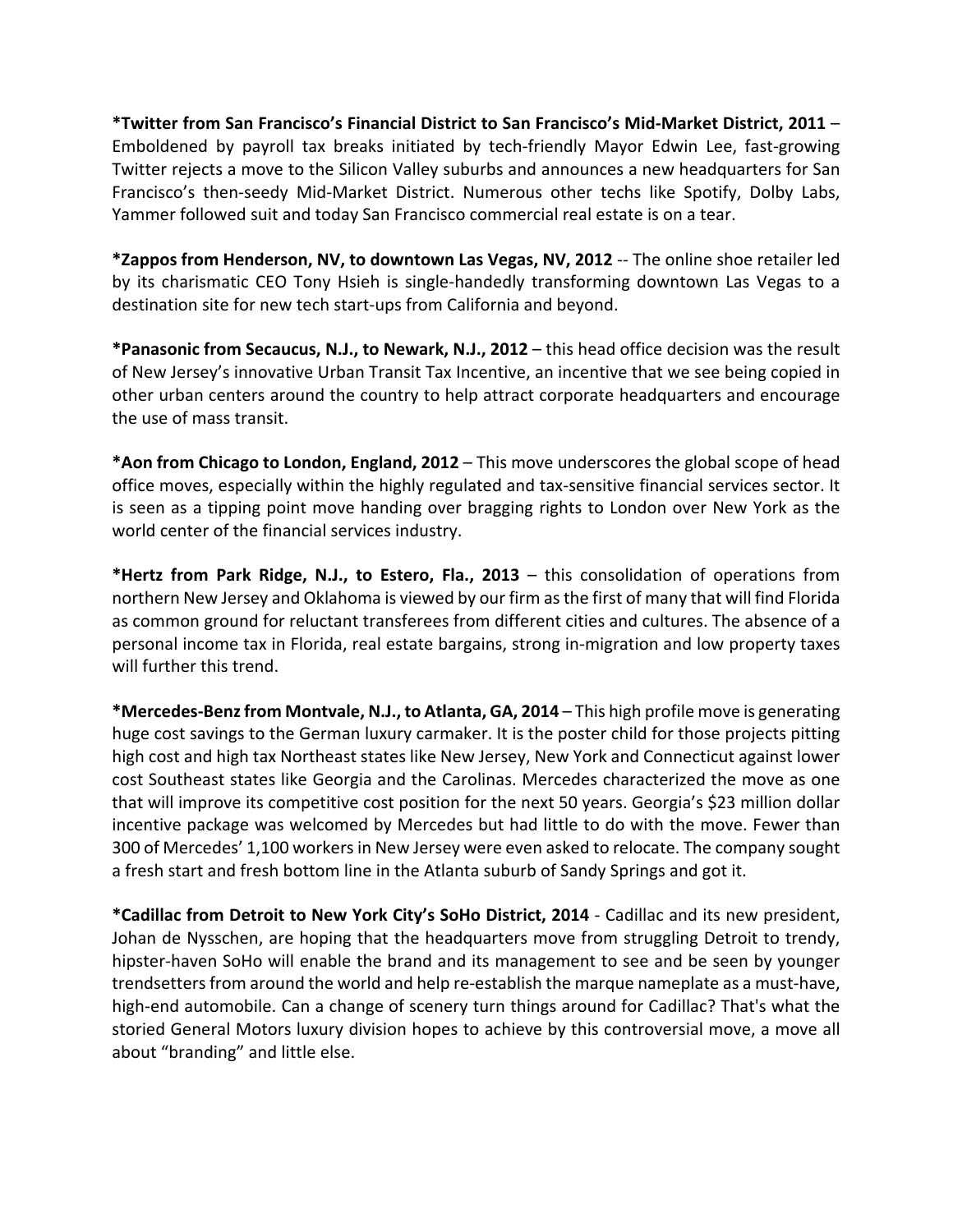**\*Twitter from San Francisco's Financial District to San Francisco's Mid-Market District, 2011** – Emboldened by payroll tax breaks initiated by tech-friendly Mayor Edwin Lee, fast-growing Twitter rejects a move to the Silicon Valley suburbs and announces a new headquarters for San Francisco's then-seedy Mid-Market District. Numerous other techs like Spotify, Dolby Labs, Yammer followed suit and today San Francisco commercial real estate is on a tear.

**\*Zappos from Henderson, NV, to downtown Las Vegas, NV, 2012** -- The online shoe retailer led by its charismatic CEO Tony Hsieh is single-handedly transforming downtown Las Vegas to a destination site for new tech start-ups from California and beyond.

**\*Panasonic from Secaucus, N.J., to Newark, N.J., 2012** – this head office decision was the result of New Jersey's innovative Urban Transit Tax Incentive, an incentive that we see being copied in other urban centers around the country to help attract corporate headquarters and encourage the use of mass transit.

**\*Aon from Chicago to London, England, 2012** – This move underscores the global scope of head office moves, especially within the highly regulated and tax-sensitive financial services sector. It is seen as a tipping point move handing over bragging rights to London over New York as the world center of the financial services industry.

**\*Hertz from Park Ridge, N.J., to Estero, Fla., 2013** – this consolidation of operations from northern New Jersey and Oklahoma is viewed by our firm as the first of many that will find Florida as common ground for reluctant transferees from different cities and cultures. The absence of a personal income tax in Florida, real estate bargains, strong in-migration and low property taxes will further this trend.

**\*Mercedes-Benz from Montvale, N.J., to Atlanta, GA, 2014** – This high profile move is generating huge cost savings to the German luxury carmaker. It is the poster child for those projects pitting high cost and high tax Northeast states like New Jersey, New York and Connecticut against lower cost Southeast states like Georgia and the Carolinas. Mercedes characterized the move as one that will improve its competitive cost position for the next 50 years. Georgia's $23 million dollar incentive package was welcomed by Mercedes but had little to do with the move. Fewer than 300 of Mercedes' 1,100 workers in New Jersey were even asked to relocate. The company sought a fresh start and fresh bottom line in the Atlanta suburb of Sandy Springs and got it.

**\*Cadillac from Detroit to New York City's SoHo District, 2014** - Cadillac and its new president, Johan de Nysschen, are hoping that the headquarters move from struggling Detroit to trendy, hipster-haven SoHo will enable the brand and its management to see and be seen by younger trendsetters from around the world and help re-establish the marque nameplate as a must-have, high-end automobile. Can a change of scenery turn things around for Cadillac? That's what the storied General Motors luxury division hopes to achieve by this controversial move, a move all about "branding" and little else.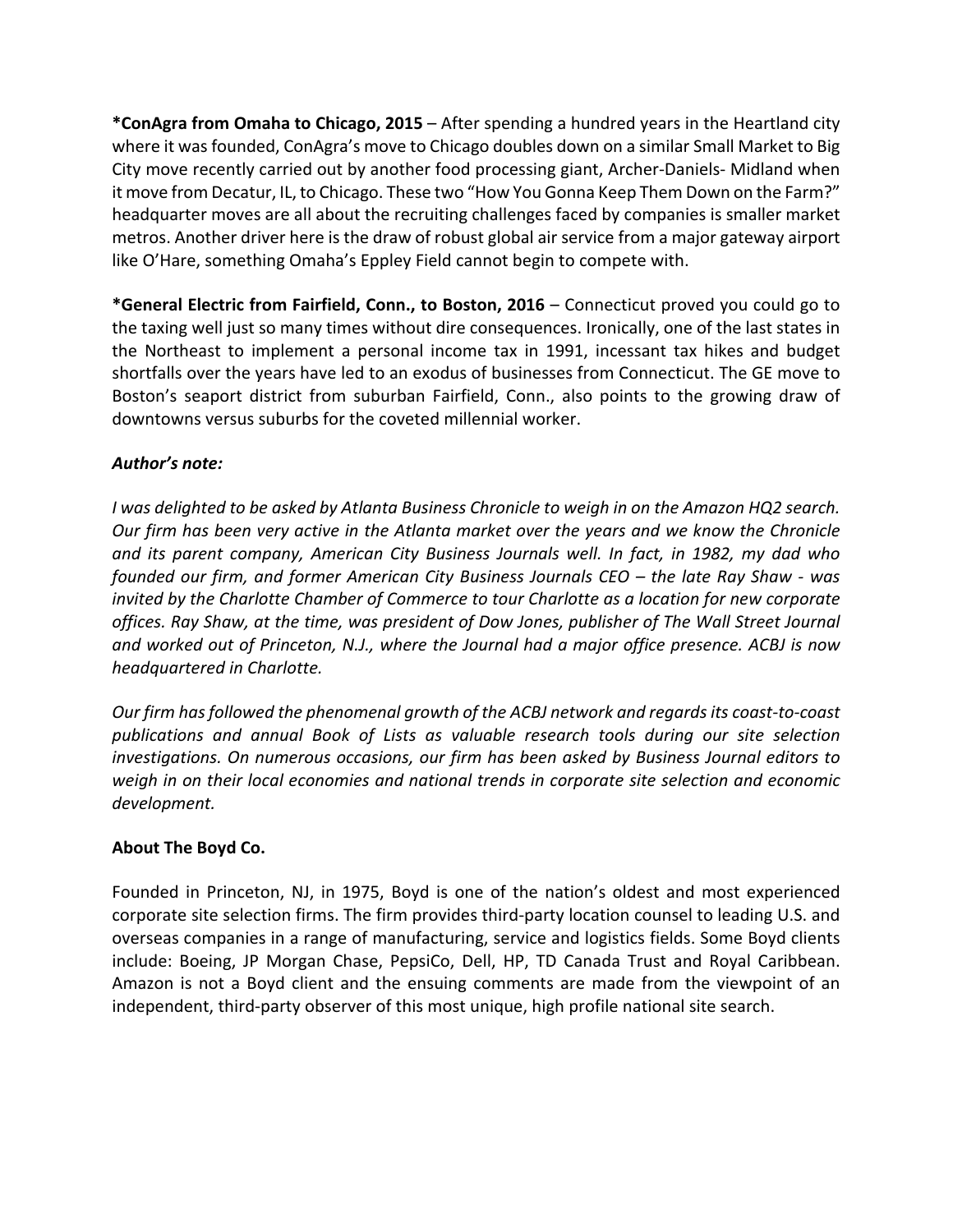**\*ConAgra from Omaha to Chicago, 2015** – After spending a hundred years in the Heartland city where it was founded, ConAgra's move to Chicago doubles down on a similar Small Market to Big City move recently carried out by another food processing giant, Archer-Daniels- Midland when it move from Decatur, IL, to Chicago. These two "How You Gonna Keep Them Down on the Farm?" headquarter moves are all about the recruiting challenges faced by companies is smaller market metros. Another driver here is the draw of robust global air service from a major gateway airport like O'Hare, something Omaha's Eppley Field cannot begin to compete with.

**\*General Electric from Fairfield, Conn., to Boston, 2016** – Connecticut proved you could go to the taxing well just so many times without dire consequences. Ironically, one of the last states in the Northeast to implement a personal income tax in 1991, incessant tax hikes and budget shortfalls over the years have led to an exodus of businesses from Connecticut. The GE move to Boston's seaport district from suburban Fairfield, Conn., also points to the growing draw of downtowns versus suburbs for the coveted millennial worker.

***Author's note:***

*I was delighted to be asked by Atlanta Business Chronicle to weigh in on the Amazon HQ2 search. Our firm has been very active in the Atlanta market over the years and we know the Chronicle and its parent company, American City Business Journals well. In fact, in 1982, my dad who founded our firm, and former American City Business Journals CEO – the late Ray Shaw - was invited by the Charlotte Chamber of Commerce to tour Charlotte as a location for new corporate offices. Ray Shaw, at the time, was president of Dow Jones, publisher of The Wall Street Journal and worked out of Princeton, N.J., where the Journal had a major office presence. ACBJ is now headquartered in Charlotte.*

*Our firm has followed the phenomenal growth of the ACBJ network and regards its coast-to-coast publications and annual Book of Lists as valuable research tools during our site selection investigations. On numerous occasions, our firm has been asked by Business Journal editors to weigh in on their local economies and national trends in corporate site selection and economic development.*

**About The Boyd Co.**

Founded in Princeton, NJ, in 1975, Boyd is one of the nation's oldest and most experienced corporate site selection firms. The firm provides third-party location counsel to leading U.S. and overseas companies in a range of manufacturing, service and logistics fields. Some Boyd clients include: Boeing, JP Morgan Chase, PepsiCo, Dell, HP, TD Canada Trust and Royal Caribbean. Amazon is not a Boyd client and the ensuing comments are made from the viewpoint of an independent, third-party observer of this most unique, high profile national site search.